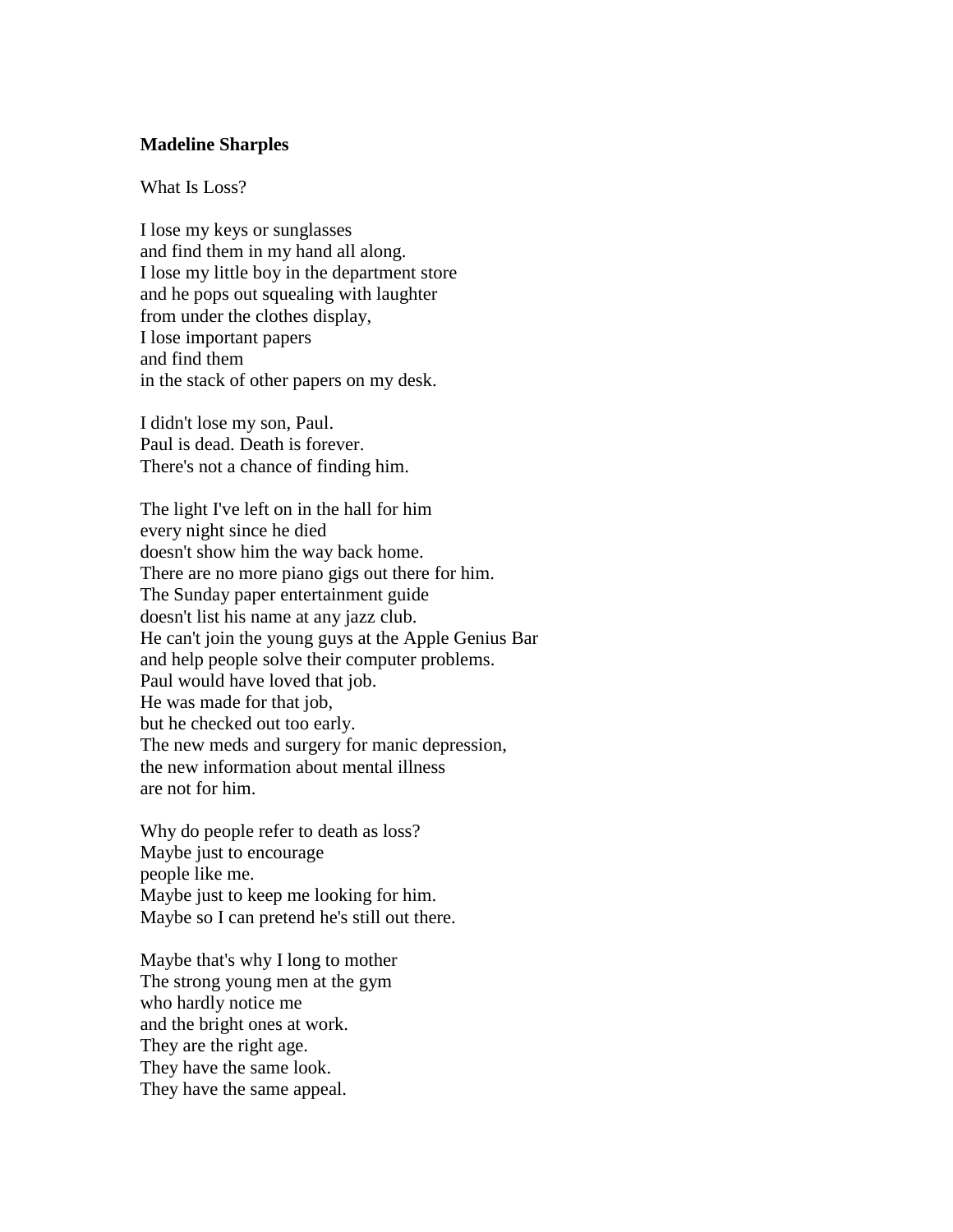**Madeline Sharples**

What Is Loss?

I lose my keys or sunglasses  
and find them in my hand all along.  
I lose my little boy in the department store  
and he pops out squealing with laughter  
from under the clothes display,  
I lose important papers  
and find them  
in the stack of other papers on my desk.

I didn't lose my son, Paul.  
Paul is dead. Death is forever.  
There's not a chance of finding him.

The light I've left on in the hall for him  
every night since he died  
doesn't show him the way back home.  
There are no more piano gigs out there for him.  
The Sunday paper entertainment guide  
doesn't list his name at any jazz club.  
He can't join the young guys at the Apple Genius Bar  
and help people solve their computer problems.  
Paul would have loved that job.  
He was made for that job,  
but he checked out too early.  
The new meds and surgery for manic depression,  
the new information about mental illness  
are not for him.

Why do people refer to death as loss?  
Maybe just to encourage  
people like me.  
Maybe just to keep me looking for him.  
Maybe so I can pretend he's still out there.

Maybe that's why I long to mother  
The strong young men at the gym  
who hardly notice me  
and the bright ones at work.  
They are the right age.  
They have the same look.  
They have the same appeal.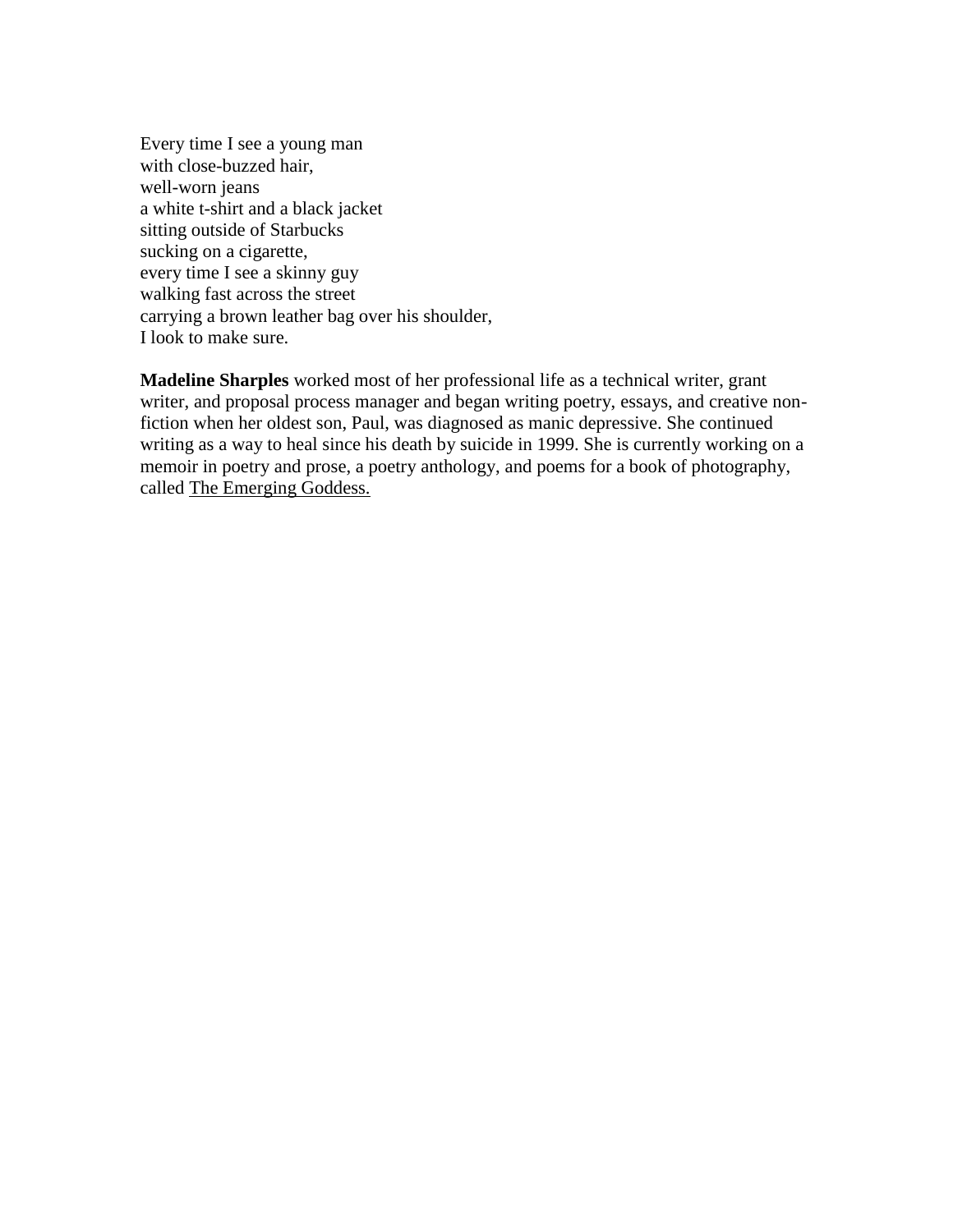Every time I see a young man  
with close-buzzed hair,  
well-worn jeans  
a white t-shirt and a black jacket  
sitting outside of Starbucks  
sucking on a cigarette,  
every time I see a skinny guy  
walking fast across the street  
carrying a brown leather bag over his shoulder,  
I look to make sure.

**Madeline Sharples** worked most of her professional life as a technical writer, grant writer, and proposal process manager and began writing poetry, essays, and creative non-fiction when her oldest son, Paul, was diagnosed as manic depressive. She continued writing as a way to heal since his death by suicide in 1999. She is currently working on a memoir in poetry and prose, a poetry anthology, and poems for a book of photography, called The Emerging Goddess.